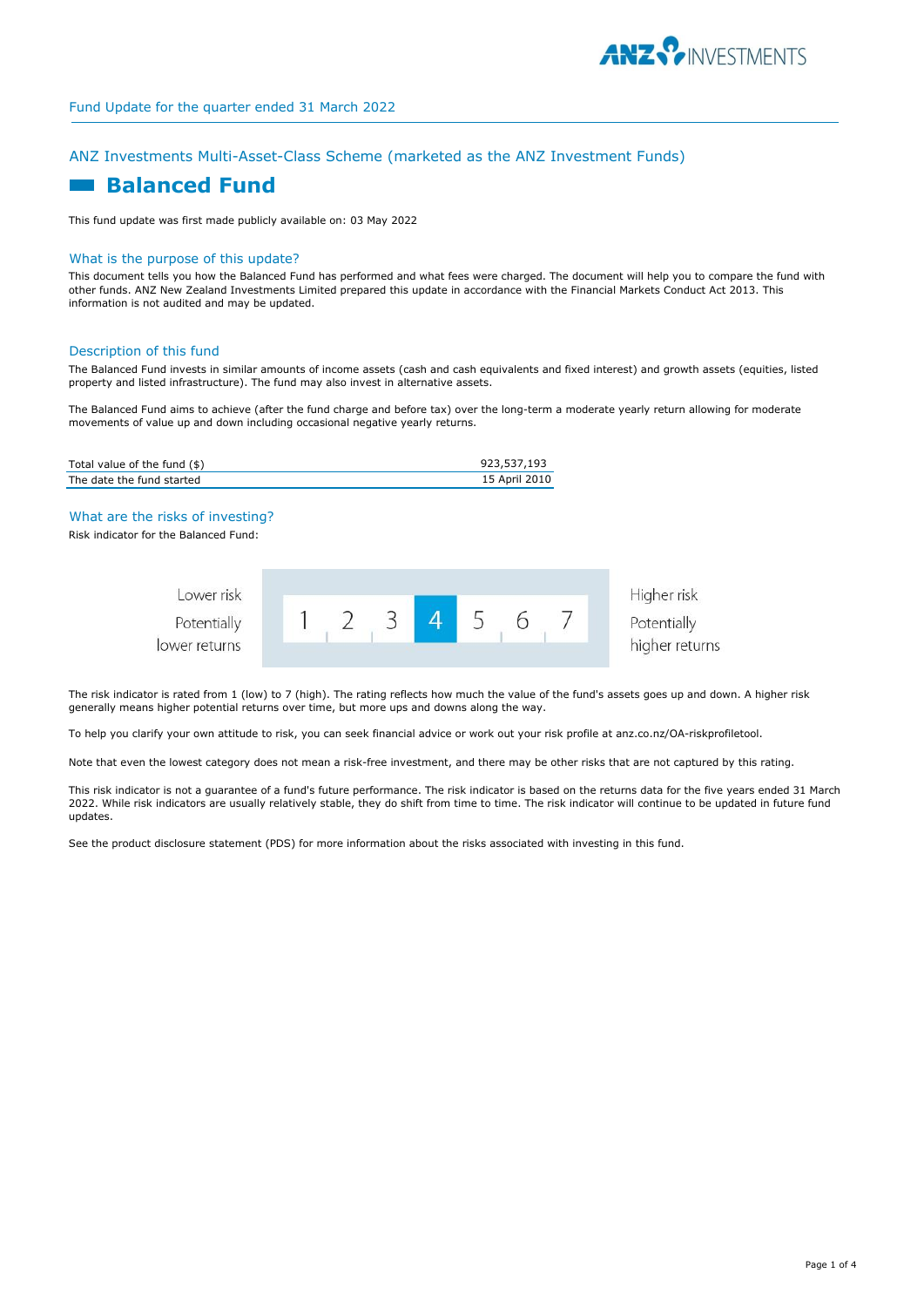Fund Update for the quarter ended 31 March 2022

ANZ Investments Multi-Asset-Class Scheme (marketed as the ANZ Investment Funds)

# Balanced Fund

This fund update was first made publicly available on: 03 May 2022

## What is the purpose of this update?

This document tells you how the Balanced Fund has performed and what fees were charged. The document will help you to compare the fund with other funds. ANZ New Zealand Investments Limited prepared this update in accordance with the Financial Markets Conduct Act 2013. This information is not audited and may be updated.

## Description of this fund

The Balanced Fund invests in similar amounts of income assets (cash and cash equivalents and fixed interest) and growth assets (equities, listed property and listed infrastructure). The fund may also invest in alternative assets.

The Balanced Fund aims to achieve (after the fund charge and before tax) over the long-term a moderate yearly return allowing for moderate movements of value up and down including occasional negative yearly returns.

| | |
|---|---|
| Total value of the fund ($) | 923,537,193 |
| The date the fund started | 15 April 2010 |

## What are the risks of investing?

Risk indicator for the Balanced Fund:

| Lower risk<br>Potentially lower returns | 1 | 2 | 3 | **4** | 5 | 6 | 7 | Higher risk<br>Potentially higher returns |
|---|---|---|---|---|---|---|---|---|

The risk indicator is rated from 1 (low) to 7 (high). The rating reflects how much the value of the fund's assets goes up and down. A higher risk generally means higher potential returns over time, but more ups and downs along the way.

To help you clarify your own attitude to risk, you can seek financial advice or work out your risk profile at anz.co.nz/OA-riskprofiletool.

Note that even the lowest category does not mean a risk-free investment, and there may be other risks that are not captured by this rating.

This risk indicator is not a guarantee of a fund's future performance. The risk indicator is based on the returns data for the five years ended 31 March 2022. While risk indicators are usually relatively stable, they do shift from time to time. The risk indicator will continue to be updated in future fund updates.

See the product disclosure statement (PDS) for more information about the risks associated with investing in this fund.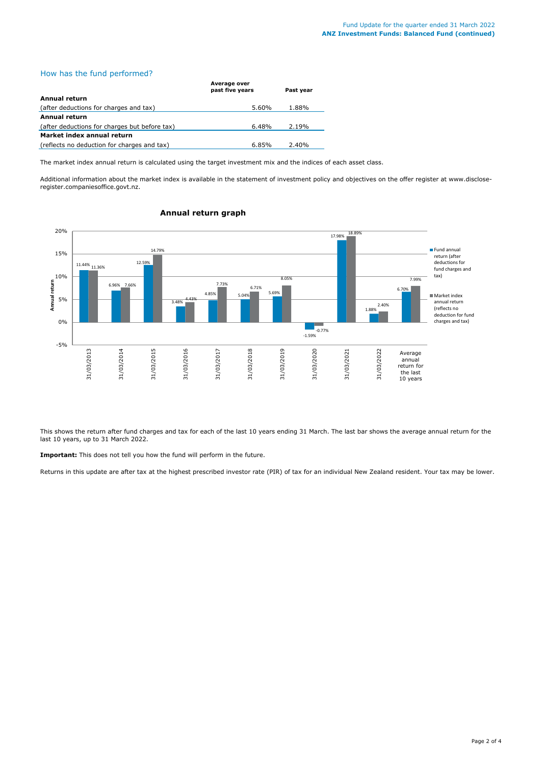## How has the fund performed?

| | Average over past five years | Past year |
|---|---|---|
| **Annual return** | | |
| (after deductions for charges and tax) | 5.60% | 1.88% |
| **Annual return** | | |
| (after deductions for charges but before tax) | 6.48% | 2.19% |
| **Market index annual return** | | |
| (reflects no deduction for charges and tax) | 6.85% | 2.40% |

The market index annual return is calculated using the target investment mix and the indices of each asset class.

Additional information about the market index is available in the statement of investment policy and objectives on the offer register at www.disclose-register.companiesoffice.govt.nz.

### Annual return graph

| Year | Fund annual return (after deductions for fund charges and tax) | Market index annual return (reflects no deduction for fund charges and tax) |
|---|---|---|
| 31/03/2013 | 11.44% | 11.36% |
| 31/03/2014 | 6.96% | 7.66% |
| 31/03/2015 | 12.59% | 14.79% |
| 31/03/2016 | 3.48% | 4.43% |
| 31/03/2017 | 4.85% | 7.73% |
| 31/03/2018 | 5.04% | 6.71% |
| 31/03/2019 | 5.69% | 8.05% |
| 31/03/2020 | -1.59% | -0.77% |
| 31/03/2021 | 17.98% | 18.89% |
| 31/03/2022 | 1.88% | 2.40% |
| Average annual return for the last 10 years | 6.70% | 7.99% |

This shows the return after fund charges and tax for each of the last 10 years ending 31 March. The last bar shows the average annual return for the last 10 years, up to 31 March 2022.

**Important:** This does not tell you how the fund will perform in the future.

Returns in this update are after tax at the highest prescribed investor rate (PIR) of tax for an individual New Zealand resident. Your tax may be lower.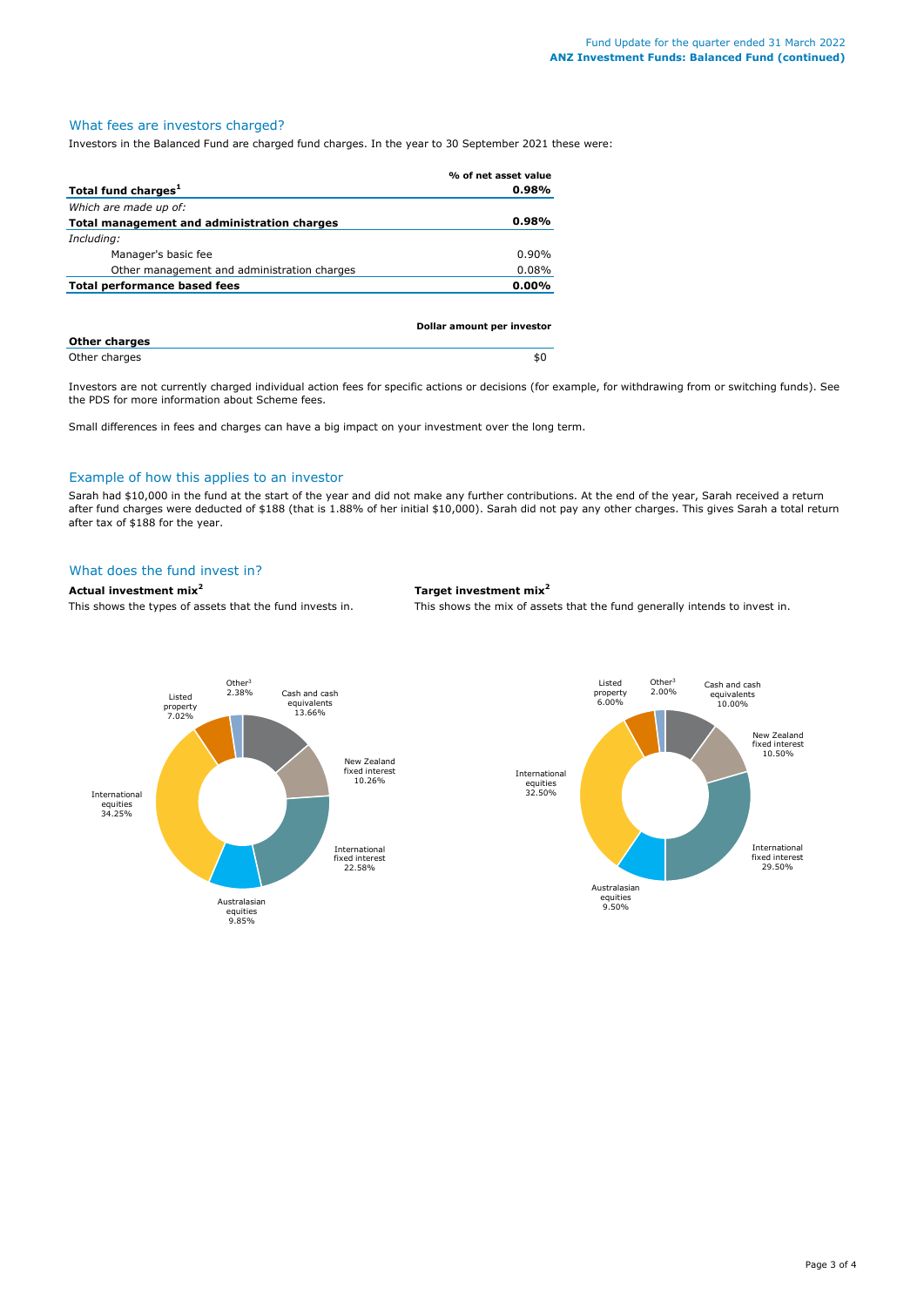## What fees are investors charged?

Investors in the Balanced Fund are charged fund charges. In the year to 30 September 2021 these were:

| | % of net asset value |
|---|---|
| **Total fund charges**[1] | **0.98%** |
| *Which are made up of:* | |
| **Total management and administration charges** | **0.98%** |
| *Including:* | |
| Manager's basic fee | 0.90% |
| Other management and administration charges | 0.08% |
| **Total performance based fees** | **0.00%** |

| | Dollar amount per investor |
|---|---|
| **Other charges** | |
| Other charges | $0 |

Investors are not currently charged individual action fees for specific actions or decisions (for example, for withdrawing from or switching funds). See the PDS for more information about Scheme fees.

Small differences in fees and charges can have a big impact on your investment over the long term.

## Example of how this applies to an investor

Sarah had $10,000 in the fund at the start of the year and did not make any further contributions. At the end of the year, Sarah received a return after fund charges were deducted of $188 (that is 1.88% of her initial $10,000). Sarah did not pay any other charges. This gives Sarah a total return after tax of $188 for the year.

## What does the fund invest in?

### Actual investment mix[2]

This shows the types of assets that the fund invests in.

| Asset | % |
|---|---|
| Cash and cash equivalents | 13.66% |
| New Zealand fixed interest | 10.26% |
| International fixed interest | 22.58% |
| Australasian equities | 9.85% |
| International equities | 34.25% |
| Listed property | 7.02% |
| Other[3] | 2.38% |

### Target investment mix[2]

This shows the mix of assets that the fund generally intends to invest in.

| Asset | % |
|---|---|
| Cash and cash equivalents | 10.00% |
| New Zealand fixed interest | 10.50% |
| International fixed interest | 29.50% |
| Australasian equities | 9.50% |
| International equities | 32.50% |
| Listed property | 6.00% |
| Other[3] | 2.00% |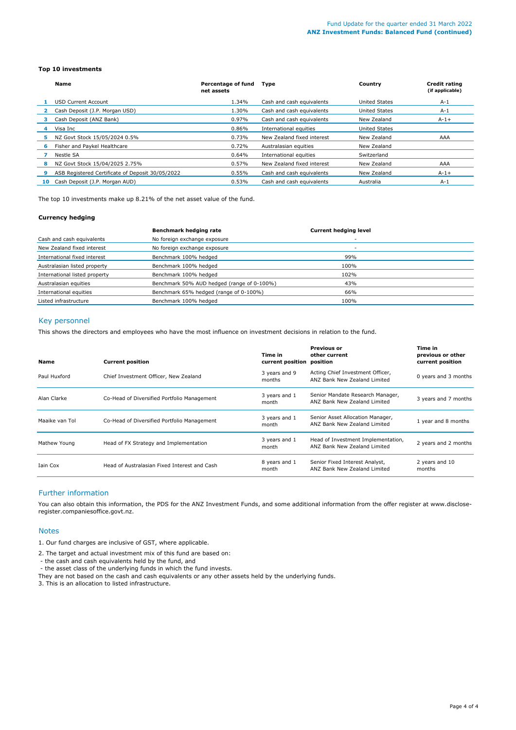### Top 10 investments

| | Name | Percentage of fund net assets | Type | Country | Credit rating (if applicable) |
|---|---|---|---|---|---|
| 1 | USD Current Account | 1.34% | Cash and cash equivalents | United States | A-1 |
| 2 | Cash Deposit (J.P. Morgan USD) | 1.30% | Cash and cash equivalents | United States | A-1 |
| 3 | Cash Deposit (ANZ Bank) | 0.97% | Cash and cash equivalents | New Zealand | A-1+ |
| 4 | Visa Inc | 0.86% | International equities | United States | |
| 5 | NZ Govt Stock 15/05/2024 0.5% | 0.73% | New Zealand fixed interest | New Zealand | AAA |
| 6 | Fisher and Paykel Healthcare | 0.72% | Australasian equities | New Zealand | |
| 7 | Nestle SA | 0.64% | International equities | Switzerland | |
| 8 | NZ Govt Stock 15/04/2025 2.75% | 0.57% | New Zealand fixed interest | New Zealand | AAA |
| 9 | ASB Registered Certificate of Deposit 30/05/2022 | 0.55% | Cash and cash equivalents | New Zealand | A-1+ |
| 10 | Cash Deposit (J.P. Morgan AUD) | 0.53% | Cash and cash equivalents | Australia | A-1 |

The top 10 investments make up 8.21% of the net asset value of the fund.

### Currency hedging

| | Benchmark hedging rate | Current hedging level |
|---|---|---|
| Cash and cash equivalents | No foreign exchange exposure | - |
| New Zealand fixed interest | No foreign exchange exposure | - |
| International fixed interest | Benchmark 100% hedged | 99% |
| Australasian listed property | Benchmark 100% hedged | 100% |
| International listed property | Benchmark 100% hedged | 102% |
| Australasian equities | Benchmark 50% AUD hedged (range of 0-100%) | 43% |
| International equities | Benchmark 65% hedged (range of 0-100%) | 66% |
| Listed infrastructure | Benchmark 100% hedged | 100% |

## Key personnel

This shows the directors and employees who have the most influence on investment decisions in relation to the fund.

| Name | Current position | Time in current position | Previous or other current position | Time in previous or other current position |
|---|---|---|---|---|
| Paul Huxford | Chief Investment Officer, New Zealand | 3 years and 9 months | Acting Chief Investment Officer, ANZ Bank New Zealand Limited | 0 years and 3 months |
| Alan Clarke | Co-Head of Diversified Portfolio Management | 3 years and 1 month | Senior Mandate Research Manager, ANZ Bank New Zealand Limited | 3 years and 7 months |
| Maaike van Tol | Co-Head of Diversified Portfolio Management | 3 years and 1 month | Senior Asset Allocation Manager, ANZ Bank New Zealand Limited | 1 year and 8 months |
| Mathew Young | Head of FX Strategy and Implementation | 3 years and 1 month | Head of Investment Implementation, ANZ Bank New Zealand Limited | 2 years and 2 months |
| Iain Cox | Head of Australasian Fixed Interest and Cash | 8 years and 1 month | Senior Fixed Interest Analyst, ANZ Bank New Zealand Limited | 2 years and 10 months |

## Further information

You can also obtain this information, the PDS for the ANZ Investment Funds, and some additional information from the offer register at www.disclose-register.companiesoffice.govt.nz.

## Notes

1. Our fund charges are inclusive of GST, where applicable.
2. The target and actual investment mix of this fund are based on:
 - the cash and cash equivalents held by the fund, and
 - the asset class of the underlying funds in which the fund invests.

They are not based on the cash and cash equivalents or any other assets held by the underlying funds.

3. This is an allocation to listed infrastructure.